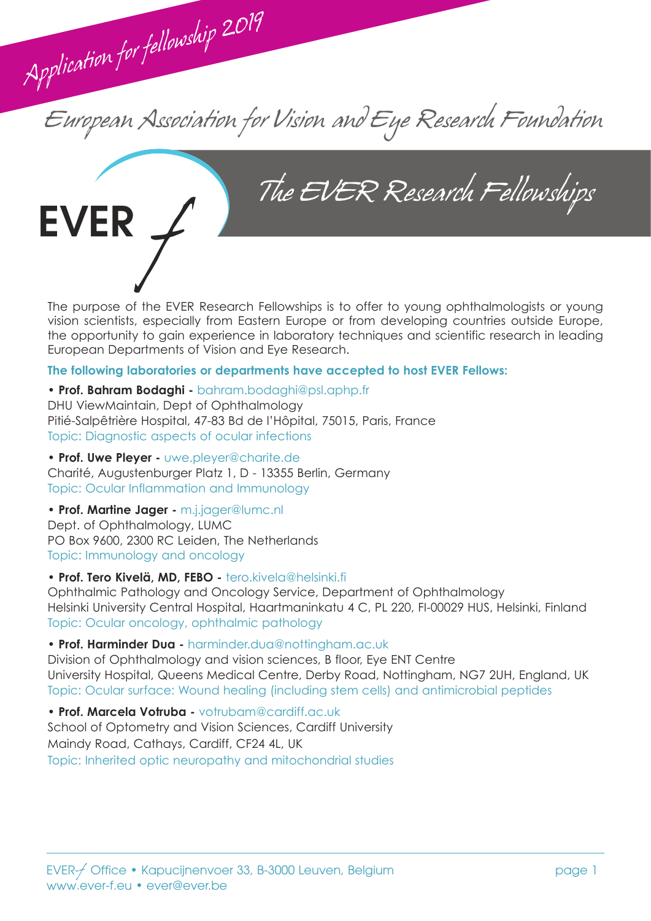*Application for fellowship 2019*

# European Association for Vision and Eye Research Foundation

# EVER *f* — The EVER Research Fellowships

The purpose of the EVER Research Fellowships is to offer to young ophthalmologists or young vision scientists, especially from Eastern Europe or from developing countries outside Europe, the opportunity to gain experience in laboratory techniques and scientific research in leading European Departments of Vision and Eye Research.

**The following laboratories or departments have accepted to host EVER Fellows:**

• **Prof. Bahram Bodaghi -** bahram.bodaghi@psl.aphp.fr
DHU ViewMaintain, Dept of Ophthalmology
Pitié-Salpêtrière Hospital, 47-83 Bd de l'Hôpital, 75015, Paris, France
Topic: Diagnostic aspects of ocular infections

• **Prof. Uwe Pleyer -** uwe.pleyer@charite.de
Charité, Augustenburger Platz 1, D - 13355 Berlin, Germany
Topic: Ocular Inflammation and Immunology

• **Prof. Martine Jager -** m.j.jager@lumc.nl
Dept. of Ophthalmology, LUMC
PO Box 9600, 2300 RC Leiden, The Netherlands
Topic: Immunology and oncology

• **Prof. Tero Kivelä, MD, FEBO -** tero.kivela@helsinki.fi
Ophthalmic Pathology and Oncology Service, Department of Ophthalmology
Helsinki University Central Hospital, Haartmaninkatu 4 C, PL 220, FI-00029 HUS, Helsinki, Finland
Topic: Ocular oncology, ophthalmic pathology

• **Prof. Harminder Dua -** harminder.dua@nottingham.ac.uk
Division of Ophthalmology and vision sciences, B floor, Eye ENT Centre
University Hospital, Queens Medical Centre, Derby Road, Nottingham, NG7 2UH, England, UK
Topic: Ocular surface: Wound healing (including stem cells) and antimicrobial peptides

• **Prof. Marcela Votruba -** votrubam@cardiff.ac.uk
School of Optometry and Vision Sciences, Cardiff University
Maindy Road, Cathays, Cardiff, CF24 4L, UK
Topic: Inherited optic neuropathy and mitochondrial studies

EVER-f Office • Kapucijnenvoer 33, B-3000 Leuven, Belgium
www.ever-f.eu • ever@ever.be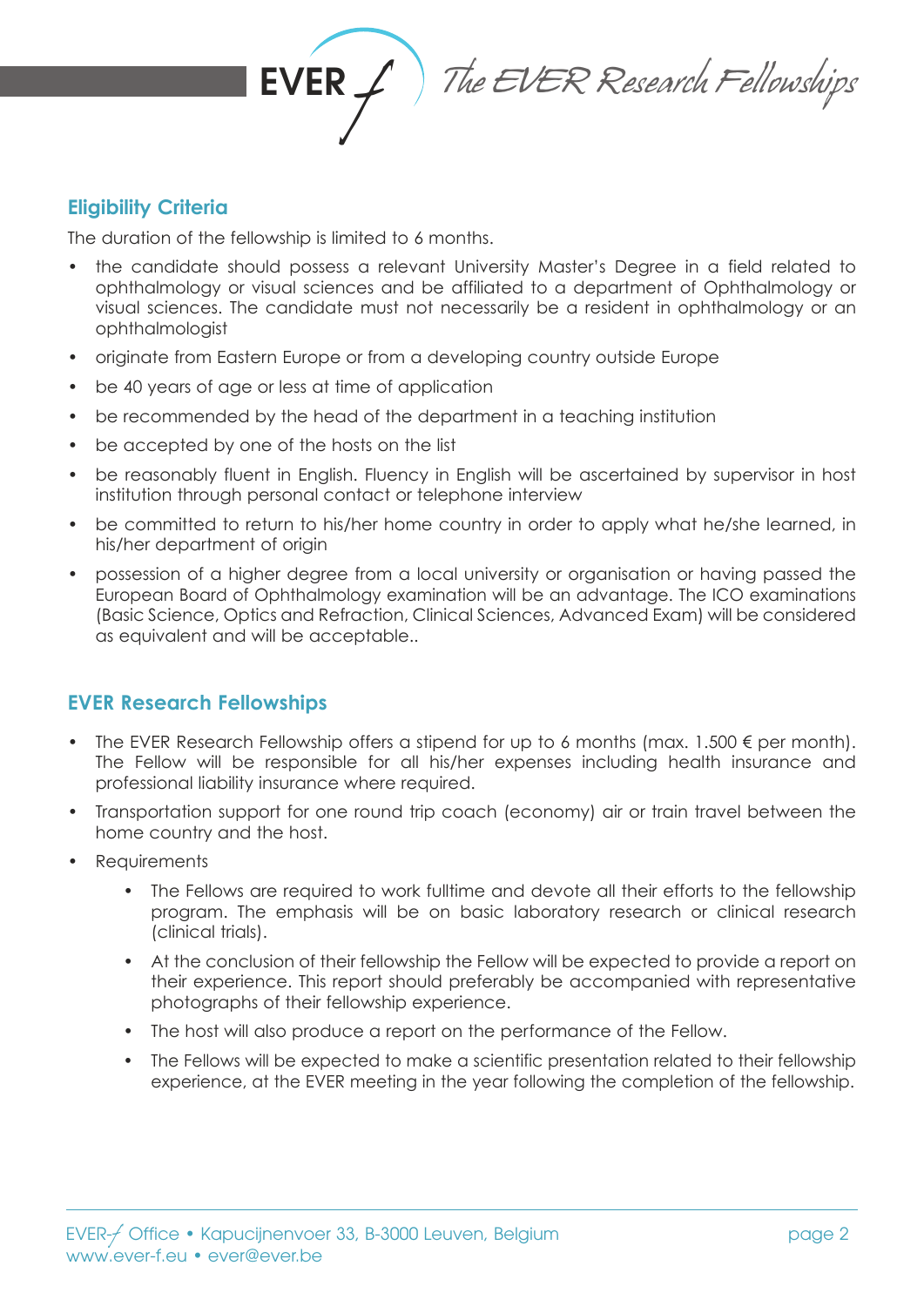## Eligibility Criteria

The duration of the fellowship is limited to 6 months.

- the candidate should possess a relevant University Master's Degree in a field related to ophthalmology or visual sciences and be affiliated to a department of Ophthalmology or visual sciences. The candidate must not necessarily be a resident in ophthalmology or an ophthalmologist
- originate from Eastern Europe or from a developing country outside Europe
- be 40 years of age or less at time of application
- be recommended by the head of the department in a teaching institution
- be accepted by one of the hosts on the list
- be reasonably fluent in English. Fluency in English will be ascertained by supervisor in host institution through personal contact or telephone interview
- be committed to return to his/her home country in order to apply what he/she learned, in his/her department of origin
- possession of a higher degree from a local university or organisation or having passed the European Board of Ophthalmology examination will be an advantage. The ICO examinations (Basic Science, Optics and Refraction, Clinical Sciences, Advanced Exam) will be considered as equivalent and will be acceptable..

## EVER Research Fellowships

- The EVER Research Fellowship offers a stipend for up to 6 months (max. 1.500 € per month). The Fellow will be responsible for all his/her expenses including health insurance and professional liability insurance where required.
- Transportation support for one round trip coach (economy) air or train travel between the home country and the host.
- Requirements
    - The Fellows are required to work fulltime and devote all their efforts to the fellowship program. The emphasis will be on basic laboratory research or clinical research (clinical trials).
    - At the conclusion of their fellowship the Fellow will be expected to provide a report on their experience. This report should preferably be accompanied with representative photographs of their fellowship experience.
    - The host will also produce a report on the performance of the Fellow.
    - The Fellows will be expected to make a scientific presentation related to their fellowship experience, at the EVER meeting in the year following the completion of the fellowship.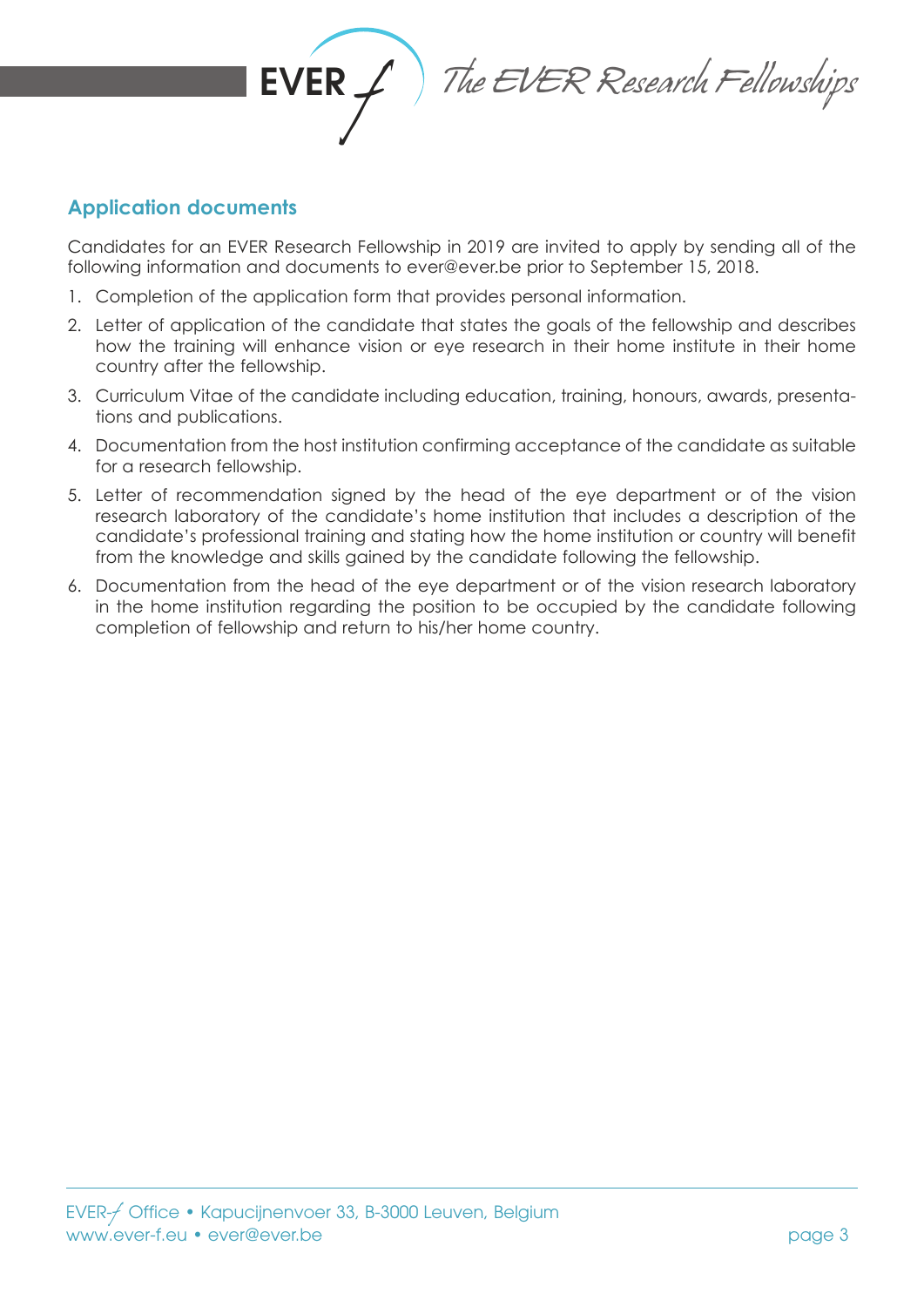## Application documents

Candidates for an EVER Research Fellowship in 2019 are invited to apply by sending all of the following information and documents to ever@ever.be prior to September 15, 2018.

1. Completion of the application form that provides personal information.
2. Letter of application of the candidate that states the goals of the fellowship and describes how the training will enhance vision or eye research in their home institute in their home country after the fellowship.
3. Curriculum Vitae of the candidate including education, training, honours, awards, presentations and publications.
4. Documentation from the host institution confirming acceptance of the candidate as suitable for a research fellowship.
5. Letter of recommendation signed by the head of the eye department or of the vision research laboratory of the candidate's home institution that includes a description of the candidate's professional training and stating how the home institution or country will benefit from the knowledge and skills gained by the candidate following the fellowship.
6. Documentation from the head of the eye department or of the vision research laboratory in the home institution regarding the position to be occupied by the candidate following completion of fellowship and return to his/her home country.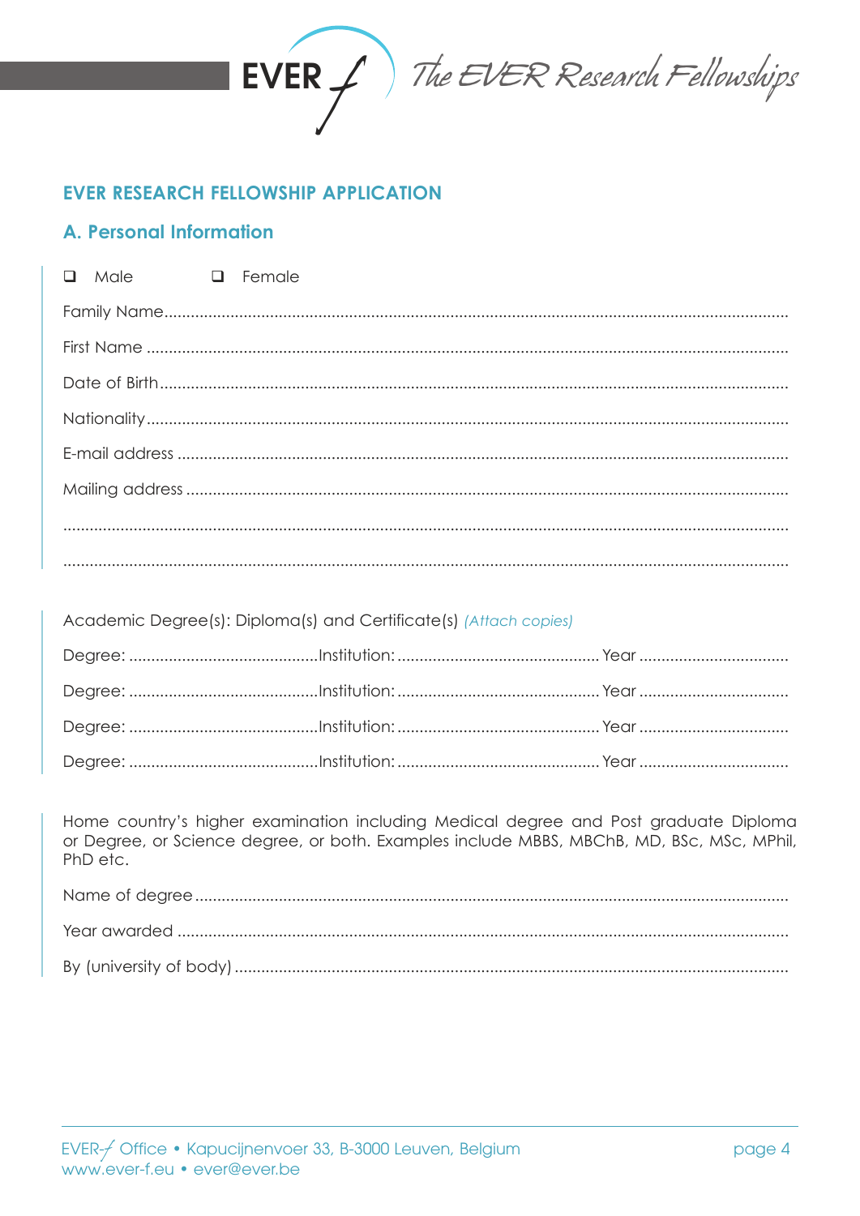## EVER RESEARCH FELLOWSHIP APPLICATION

### A. Personal Information

❑ Male ❑ Female

Family Name.............................................................................................................................

First Name ...............................................................................................................................

Date of Birth.............................................................................................................................

Nationality................................................................................................................................

E-mail address .........................................................................................................................

Mailing address .......................................................................................................................

.................................................................................................................................................

.................................................................................................................................................

Academic Degree(s): Diploma(s) and Certificate(s) *(Attach copies)*

Degree: ..........................................Institution: .............................................Year .................................

Degree: ..........................................Institution: .............................................Year .................................

Degree: ..........................................Institution: .............................................Year .................................

Degree: ..........................................Institution: .............................................Year .................................

Home country's higher examination including Medical degree and Post graduate Diploma or Degree, or Science degree, or both. Examples include MBBS, MBChB, MD, BSc, MSc, MPhil, PhD etc.

Name of degree ......................................................................................................................

Year awarded .........................................................................................................................

By (university of body) ..........................................................................................................

EVER-f Office • Kapucijnenvoer 33, B-3000 Leuven, Belgium
www.ever-f.eu • ever@ever.be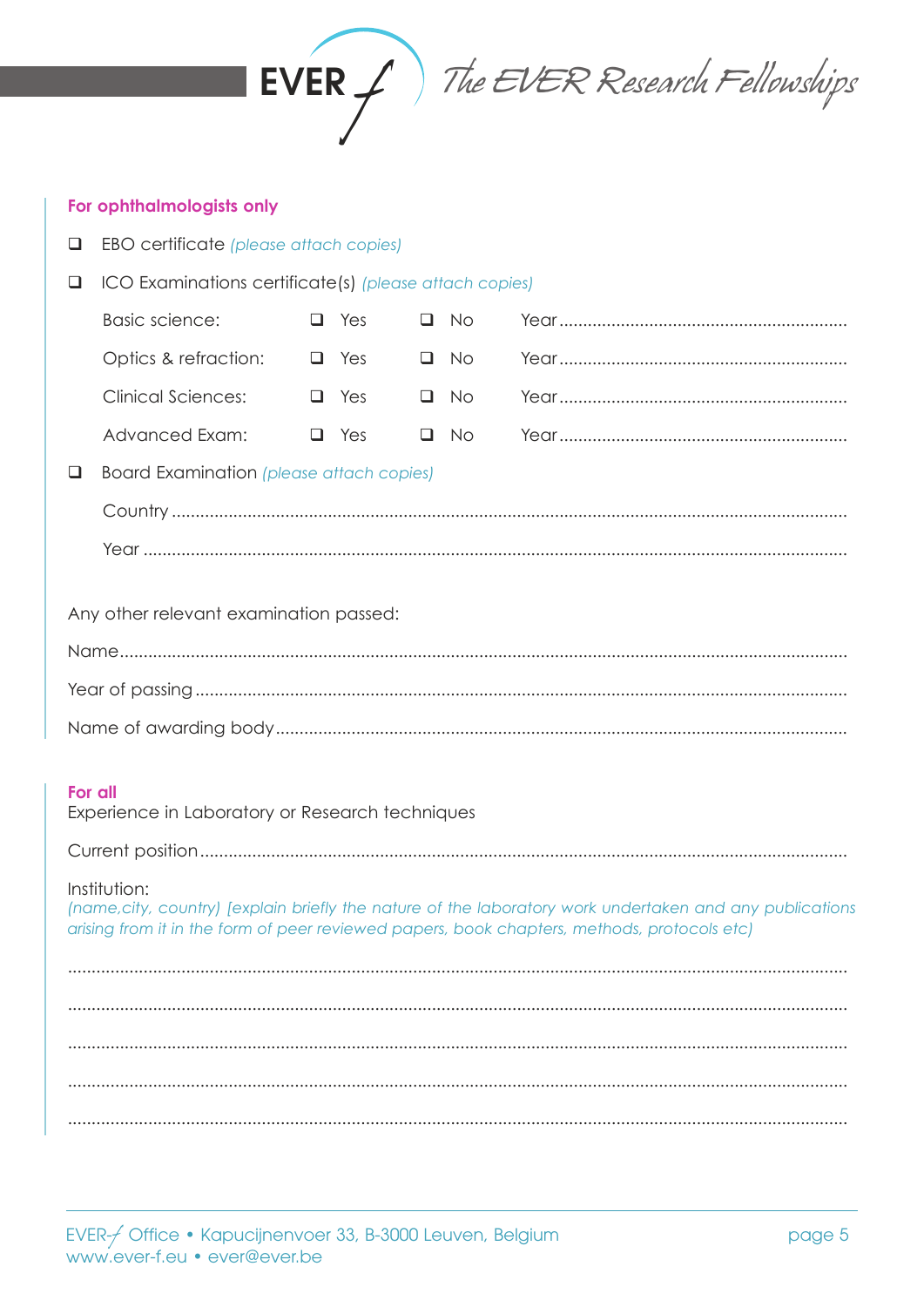**For ophthalmologists only**

- ❑ EBO certificate *(please attach copies)*
- ❑ ICO Examinations certificate(s) *(please attach copies)*

| | | | |
|---|---|---|---|
| Basic science: | ❑ Yes | ❑ No | Year ............................................................ |
| Optics & refraction: | ❑ Yes | ❑ No | Year ............................................................ |
| Clinical Sciences: | ❑ Yes | ❑ No | Year ............................................................ |
| Advanced Exam: | ❑ Yes | ❑ No | Year ............................................................ |

- ❑ Board Examination *(please attach copies)*

  Country ..............................................................................................................................

  Year ....................................................................................................................................

Any other relevant examination passed:

Name......................................................................................................................................

Year of passing .......................................................................................................................

Name of awarding body ..........................................................................................................

**For all**

Experience in Laboratory or Research techniques

Current position ......................................................................................................................

Institution:
*(name,city, country) [explain briefly the nature of the laboratory work undertaken and any publications arising from it in the form of peer reviewed papers, book chapters, methods, protocols etc)*

..................................................................................................................................................

..................................................................................................................................................

..................................................................................................................................................

..................................................................................................................................................

..................................................................................................................................................

EVER-f Office • Kapucijnenvoer 33, B-3000 Leuven, Belgium
www.ever-f.eu • ever@ever.be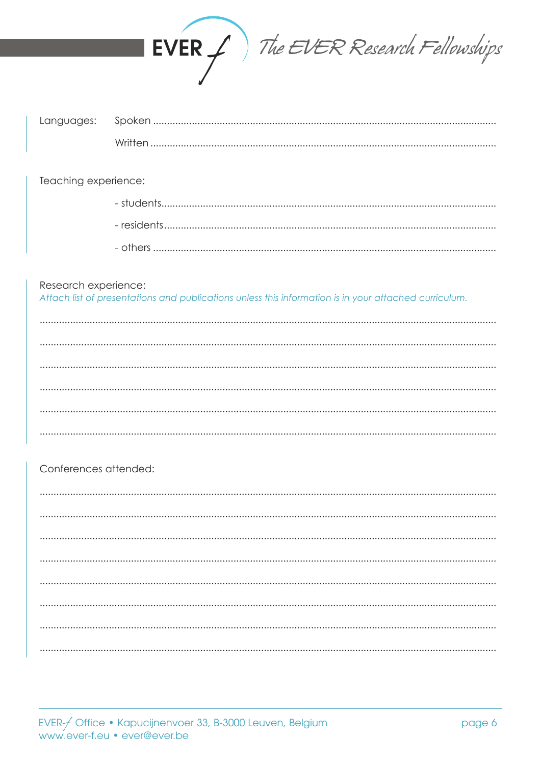Languages: Spoken ..........................................................................................................................

Written ..........................................................................................................................

Teaching experience:

- students..........................................................................................................................
- residents..........................................................................................................................
- others ..........................................................................................................................

Research experience:

*Attach list of presentations and publications unless this information is in your attached curriculum.*

..........................................................................................................................

..........................................................................................................................

..........................................................................................................................

..........................................................................................................................

..........................................................................................................................

..........................................................................................................................

Conferences attended:

..........................................................................................................................

..........................................................................................................................

..........................................................................................................................

..........................................................................................................................

..........................................................................................................................

..........................................................................................................................

..........................................................................................................................

..........................................................................................................................

EVER-f Office • Kapucijnenvoer 33, B-3000 Leuven, Belgium
www.ever-f.eu • ever@ever.be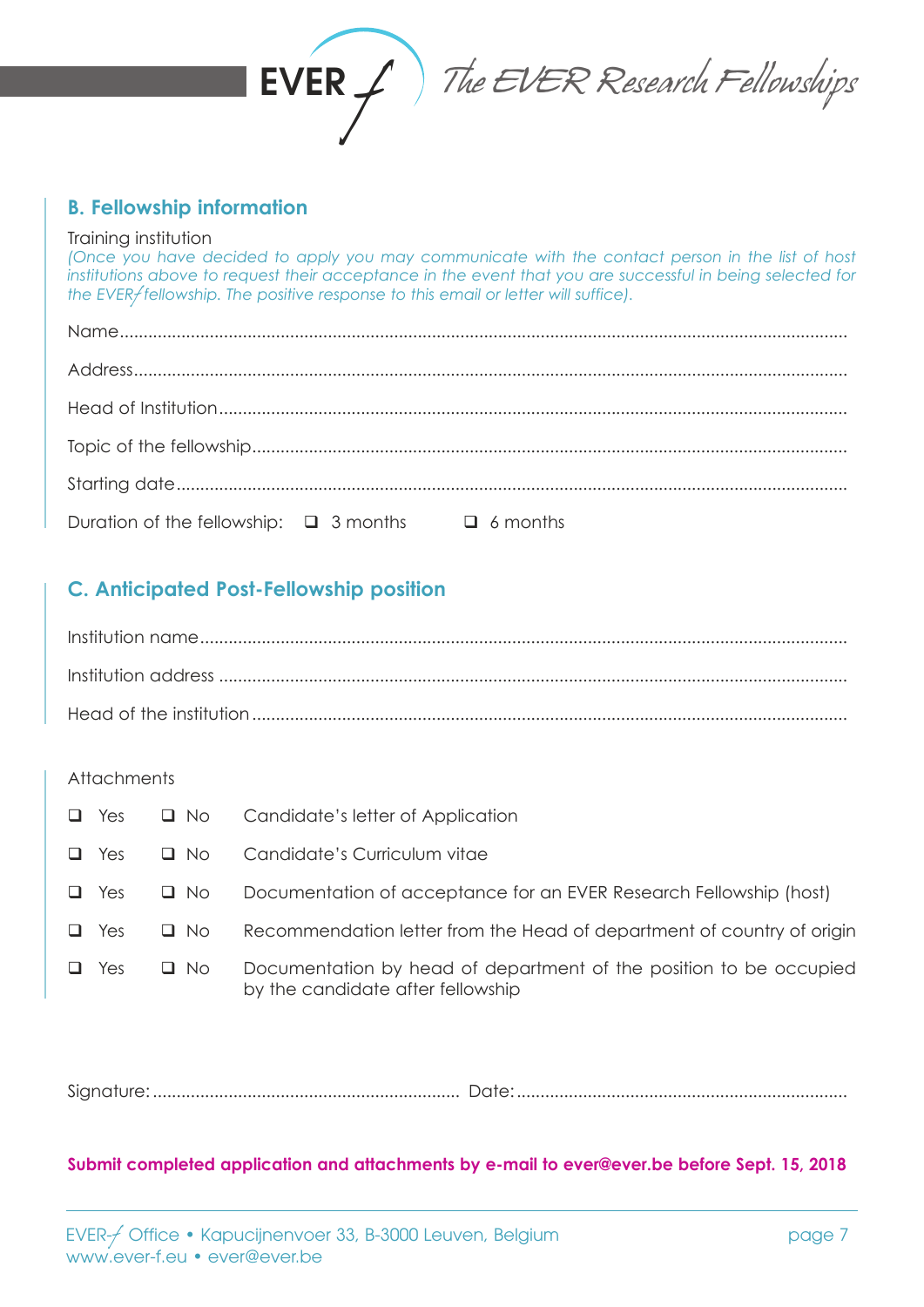## B. Fellowship information

Training institution

*(Once you have decided to apply you may communicate with the contact person in the list of host institutions above to request their acceptance in the event that you are successful in being selected for the EVER-f fellowship. The positive response to this email or letter will suffice).*

Name.......................................................................................................................................

Address...................................................................................................................................

Head of Institution..................................................................................................................

Topic of the fellowship............................................................................................................

Starting date...........................................................................................................................

Duration of the fellowship: ❑ 3 months ❑ 6 months

## C. Anticipated Post-Fellowship position

Institution name......................................................................................................................

Institution address ..................................................................................................................

Head of the institution ............................................................................................................

Attachments

❑ Yes ❑ No Candidate's letter of Application

❑ Yes ❑ No Candidate's Curriculum vitae

❑ Yes ❑ No Documentation of acceptance for an EVER Research Fellowship (host)

❑ Yes ❑ No Recommendation letter from the Head of department of country of origin

❑ Yes ❑ No Documentation by head of department of the position to be occupied by the candidate after fellowship

Signature: ................................................................ Date: .....................................................................

**Submit completed application and attachments by e-mail to ever@ever.be before Sept. 15, 2018**

EVER-f Office • Kapucijnenvoer 33, B-3000 Leuven, Belgium
www.ever-f.eu • ever@ever.be